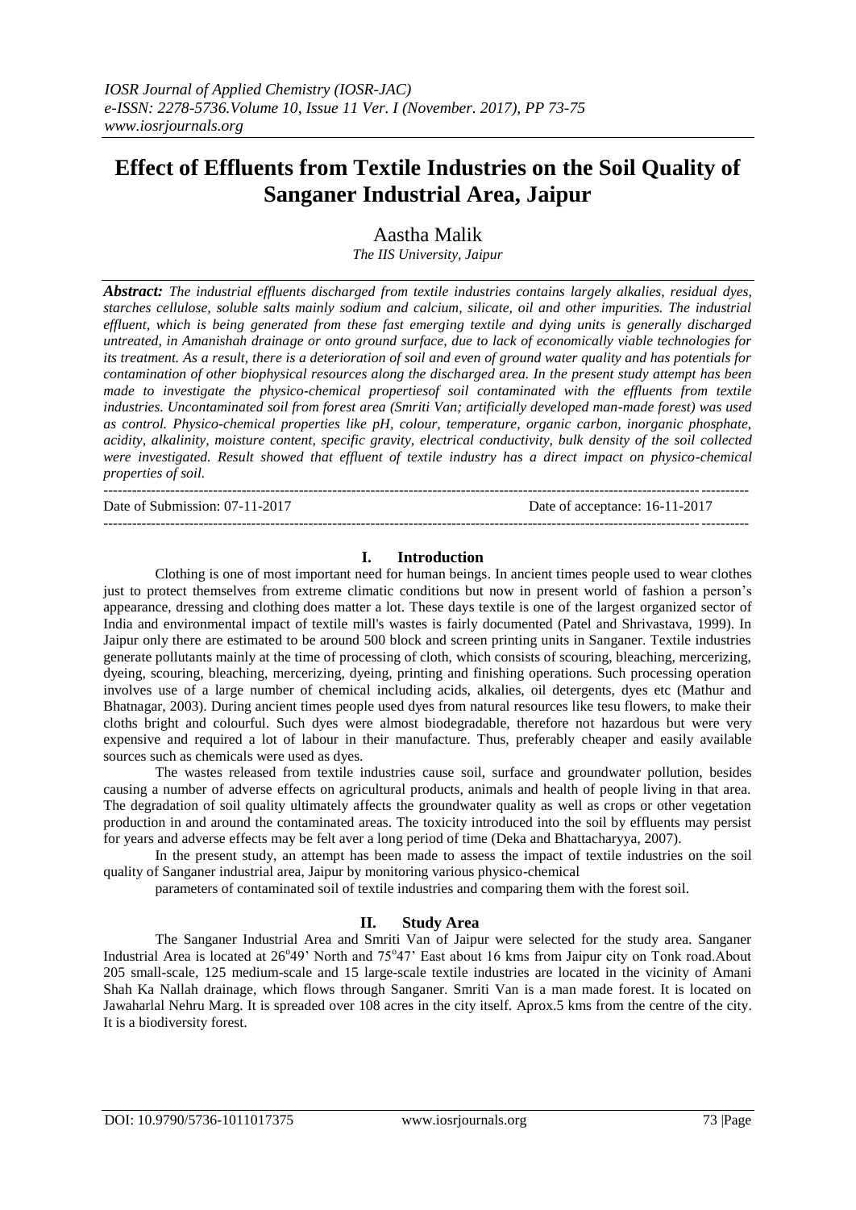# Effect of Effluents from Textile Industries on the Soil Quality of Sanganer Industrial Area, Jaipur

Aastha Malik

*The IIS University, Jaipur*

***Abstract:*** *The industrial effluents discharged from textile industries contains largely alkalies, residual dyes, starches cellulose, soluble salts mainly sodium and calcium, silicate, oil and other impurities. The industrial effluent, which is being generated from these fast emerging textile and dying units is generally discharged untreated, in Amanishah drainage or onto ground surface, due to lack of economically viable technologies for its treatment. As a result, there is a deterioration of soil and even of ground water quality and has potentials for contamination of other biophysical resources along the discharged area. In the present study attempt has been made to investigate the physico-chemical propertiesof soil contaminated with the effluents from textile industries. Uncontaminated soil from forest area (Smriti Van; artificially developed man-made forest) was used as control. Physico-chemical properties like pH, colour, temperature, organic carbon, inorganic phosphate, acidity, alkalinity, moisture content, specific gravity, electrical conductivity, bulk density of the soil collected were investigated. Result showed that effluent of textile industry has a direct impact on physico-chemical properties of soil.*

---

Date of Submission: 07-11-2017 Date of acceptance: 16-11-2017

---

## I. Introduction

Clothing is one of most important need for human beings. In ancient times people used to wear clothes just to protect themselves from extreme climatic conditions but now in present world of fashion a person's appearance, dressing and clothing does matter a lot. These days textile is one of the largest organized sector of India and environmental impact of textile mill's wastes is fairly documented (Patel and Shrivastava, 1999). In Jaipur only there are estimated to be around 500 block and screen printing units in Sanganer. Textile industries generate pollutants mainly at the time of processing of cloth, which consists of scouring, bleaching, mercerizing, dyeing, scouring, bleaching, mercerizing, dyeing, printing and finishing operations. Such processing operation involves use of a large number of chemical including acids, alkalies, oil detergents, dyes etc (Mathur and Bhatnagar, 2003). During ancient times people used dyes from natural resources like tesu flowers, to make their cloths bright and colourful. Such dyes were almost biodegradable, therefore not hazardous but were very expensive and required a lot of labour in their manufacture. Thus, preferably cheaper and easily available sources such as chemicals were used as dyes.

The wastes released from textile industries cause soil, surface and groundwater pollution, besides causing a number of adverse effects on agricultural products, animals and health of people living in that area. The degradation of soil quality ultimately affects the groundwater quality as well as crops or other vegetation production in and around the contaminated areas. The toxicity introduced into the soil by effluents may persist for years and adverse effects may be felt aver a long period of time (Deka and Bhattacharyya, 2007).

In the present study, an attempt has been made to assess the impact of textile industries on the soil quality of Sanganer industrial area, Jaipur by monitoring various physico-chemical parameters of contaminated soil of textile industries and comparing them with the forest soil.

## II. Study Area

The Sanganer Industrial Area and Smriti Van of Jaipur were selected for the study area. Sanganer Industrial Area is located at 26$^{o}$49' North and 75$^{o}$47' East about 16 kms from Jaipur city on Tonk road.About 205 small-scale, 125 medium-scale and 15 large-scale textile industries are located in the vicinity of Amani Shah Ka Nallah drainage, which flows through Sanganer. Smriti Van is a man made forest. It is located on Jawaharlal Nehru Marg. It is spreaded over 108 acres in the city itself. Aprox.5 kms from the centre of the city. It is a biodiversity forest.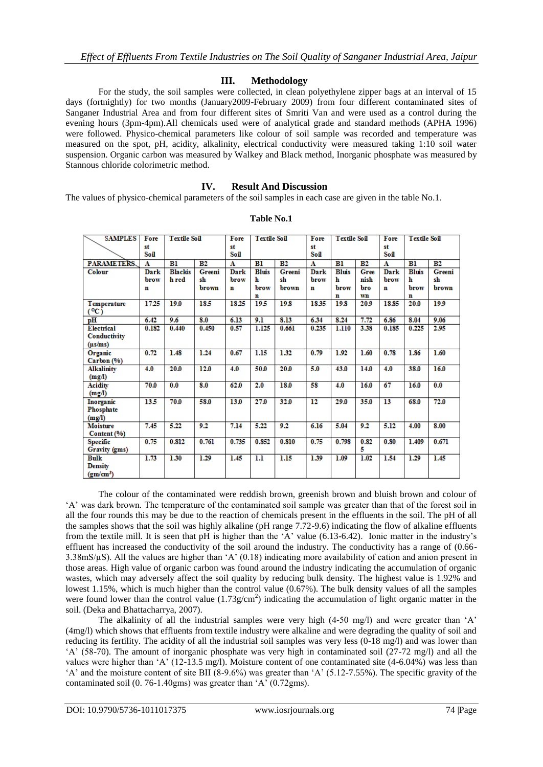## III. Methodology

For the study, the soil samples were collected, in clean polyethylene zipper bags at an interval of 15 days (fortnightly) for two months (January2009-February 2009) from four different contaminated sites of Sanganer Industrial Area and from four different sites of Smriti Van and were used as a control during the evening hours (3pm-4pm).All chemicals used were of analytical grade and standard methods (APHA 1996) were followed. Physico-chemical parameters like colour of soil sample was recorded and temperature was measured on the spot, pH, acidity, alkalinity, electrical conductivity were measured taking 1:10 soil water suspension. Organic carbon was measured by Walkey and Black method, Inorganic phosphate was measured by Stannous chloride colorimetric method.

## IV. Result And Discussion

The values of physico-chemical parameters of the soil samples in each case are given in the table No.1.

**Table No.1**

| SAMPLES | Forest Soil | Textile Soil | | Forest Soil | Textile Soil | | Forest Soil | Textile Soil | | Forest Soil | Textile Soil | |
|---|---|---|---|---|---|---|---|---|---|---|---|---|
| PARAMETERS | A | B1 | B2 | A | B1 | B2 | A | B1 | B2 | A | B1 | B2 |
| Colour | Dark brown | Blackish red | Greenish brown | Dark brown | Bluish brown | Greenish brown | Dark brown | Bluish brown | Greenish brown | Dark brown | Bluish brown | Greenish brown |
| Temperature (°C) | 17.25 | 19.0 | 18.5 | 18.25 | 19.5 | 19.8 | 18.35 | 19.8 | 20.9 | 18.85 | 20.0 | 19.9 |
| pH | 6.42 | 9.6 | 8.0 | 6.13 | 9.1 | 8.13 | 6.34 | 8.24 | 7.72 | 6.86 | 8.04 | 9.06 |
| Electrical Conductivity (µs/ms) | 0.182 | 0.440 | 0.450 | 0.57 | 1.125 | 0.661 | 0.235 | 1.110 | 3.38 | 0.185 | 0.225 | 2.95 |
| Organic Carbon (%) | 0.72 | 1.48 | 1.24 | 0.67 | 1.15 | 1.32 | 0.79 | 1.92 | 1.60 | 0.78 | 1.86 | 1.60 |
| Alkalinity (mg/l) | 4.0 | 20.0 | 12.0 | 4.0 | 50.0 | 20.0 | 5.0 | 43.0 | 14.0 | 4.0 | 38.0 | 16.0 |
| Acidity (mg/l) | 70.0 | 0.0 | 8.0 | 62.0 | 2.0 | 18.0 | 58 | 4.0 | 16.0 | 67 | 16.0 | 0.0 |
| Inorganic Phosphate (mg/l) | 13.5 | 70.0 | 58.0 | 13.0 | 27.0 | 32.0 | 12 | 29.0 | 35.0 | 13 | 68.0 | 72.0 |
| Moisture Content (%) | 7.45 | 5.22 | 9.2 | 7.14 | 5.22 | 9.2 | 6.16 | 5.04 | 9.2 | 5.12 | 4.00 | 8.00 |
| Specific Gravity (gms) | 0.75 | 0.812 | 0.761 | 0.735 | 0.852 | 0.810 | 0.75 | 0.798 | 0.825 | 0.80 | 1.409 | 0.671 |
| Bulk Density (gm/cm³) | 1.73 | 1.30 | 1.29 | 1.45 | 1.1 | 1.15 | 1.39 | 1.09 | 1.02 | 1.54 | 1.29 | 1.45 |

The colour of the contaminated were reddish brown, greenish brown and bluish brown and colour of 'A' was dark brown. The temperature of the contaminated soil sample was greater than that of the forest soil in all the four rounds this may be due to the reaction of chemicals present in the effluents in the soil. The pH of all the samples shows that the soil was highly alkaline (pH range 7.72-9.6) indicating the flow of alkaline effluents from the textile mill. It is seen that pH is higher than the 'A' value (6.13-6.42). Ionic matter in the industry's effluent has increased the conductivity of the soil around the industry. The conductivity has a range of (0.66-3.38mS/µS). All the values are higher than 'A' (0.18) indicating more availability of cation and anion present in those areas. High value of organic carbon was found around the industry indicating the accumulation of organic wastes, which may adversely affect the soil quality by reducing bulk density. The highest value is 1.92% and lowest 1.15%, which is much higher than the control value (0.67%). The bulk density values of all the samples were found lower than the control value (1.73g/cm$^2$) indicating the accumulation of light organic matter in the soil. (Deka and Bhattacharrya, 2007).

The alkalinity of all the industrial samples were very high (4-50 mg/l) and were greater than 'A' (4mg/l) which shows that effluents from textile industry were alkaline and were degrading the quality of soil and reducing its fertility. The acidity of all the industrial soil samples was very less (0-18 mg/l) and was lower than 'A' (58-70). The amount of inorganic phosphate was very high in contaminated soil (27-72 mg/l) and all the values were higher than 'A' (12-13.5 mg/l). Moisture content of one contaminated site (4-6.04%) was less than 'A' and the moisture content of site BII (8-9.6%) was greater than 'A' (5.12-7.55%). The specific gravity of the contaminated soil (0. 76-1.40gms) was greater than 'A' (0.72gms).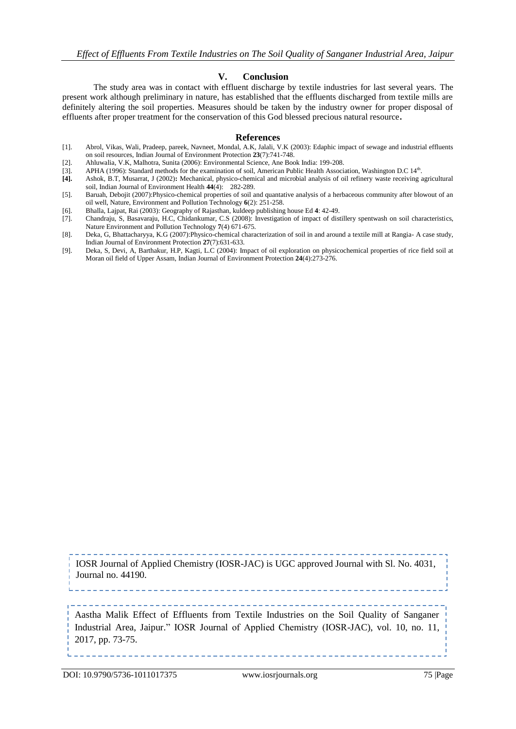## V. Conclusion

The study area was in contact with effluent discharge by textile industries for last several years. The present work although preliminary in nature, has established that the effluents discharged from textile mills are definitely altering the soil properties. Measures should be taken by the industry owner for proper disposal of effluents after proper treatment for the conservation of this God blessed precious natural resource**.**

## References

[1]. Abrol, Vikas, Wali, Pradeep, pareek, Navneet, Mondal, A.K, Jalali, V.K (2003): Edaphic impact of sewage and industrial effluents on soil resources, Indian Journal of Environment Protection **23**(7):741-748.

[2]. Ahluwalia, V.K, Malhotra, Sunita (2006): Environmental Science, Ane Book India: 199-208.

[3]. APHA (1996): Standard methods for the examination of soil, American Public Health Association, Washington D.C 14th.

**[4].** Ashok, B.T, Musarrat, J (2002)**:** Mechanical, physico-chemical and microbial analysis of oil refinery waste receiving agricultural soil, Indian Journal of Environment Health **44**(4): 282-289.

[5]. Baruah, Debojit (2007):Physico-chemical properties of soil and quantative analysis of a herbaceous community after blowout of an oil well, Nature, Environment and Pollution Technology **6**(2): 251-258.

[6]. Bhalla, Lajpat, Rai (2003): Geography of Rajasthan, kuldeep publishing house Ed **4**: 42-49.

[7]. Chandraju, S, Basavaraju, H.C, Chidankumar, C.S (2008): Investigation of impact of distillery spentwash on soil characteristics, Nature Environment and Pollution Technology **7**(4) 671-675.

[8]. Deka, G, Bhattacharyya, K.G (2007):Physico-chemical characterization of soil in and around a textile mill at Rangia- A case study, Indian Journal of Environment Protection **27**(7):631-633.

[9]. Deka, S, Devi, A, Barthakur, H.P, Kagti, L.C (2004): Impact of oil exploration on physicochemical properties of rice field soil at Moran oil field of Upper Assam, Indian Journal of Environment Protection **24**(4):273-276.

IOSR Journal of Applied Chemistry (IOSR-JAC) is UGC approved Journal with Sl. No. 4031, Journal no. 44190.

Aastha Malik Effect of Effluents from Textile Industries on the Soil Quality of Sanganer Industrial Area, Jaipur." IOSR Journal of Applied Chemistry (IOSR-JAC), vol. 10, no. 11, 2017, pp. 73-75.